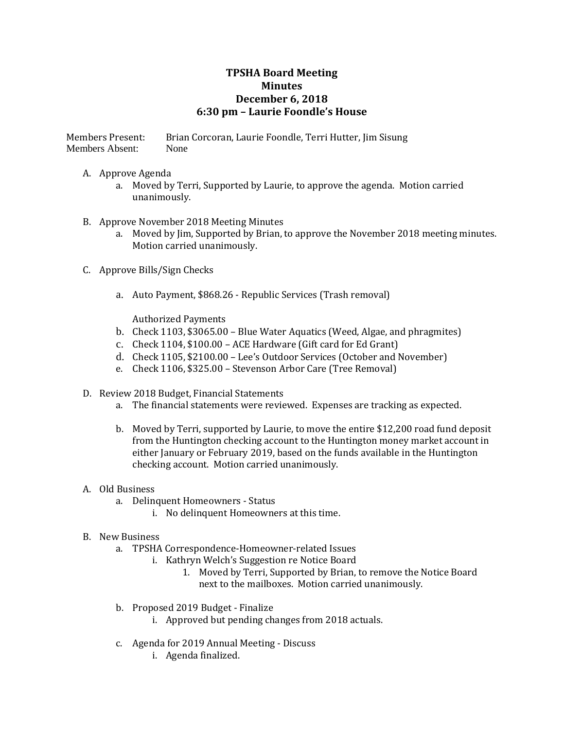# TPSHA Board Meeting
## Minutes
## December 6, 2018
## 6:30 pm – Laurie Foondle's House

Members Present: Brian Corcoran, Laurie Foondle, Terri Hutter, Jim Sisung
Members Absent: None

A. Approve Agenda
   a. Moved by Terri, Supported by Laurie, to approve the agenda. Motion carried unanimously.

B. Approve November 2018 Meeting Minutes
   a. Moved by Jim, Supported by Brian, to approve the November 2018 meeting minutes. Motion carried unanimously.

C. Approve Bills/Sign Checks

   a. Auto Payment, $868.26 - Republic Services (Trash removal)

   Authorized Payments
   b. Check 1103, $3065.00 – Blue Water Aquatics (Weed, Algae, and phragmites)
   c. Check 1104, $100.00 – ACE Hardware (Gift card for Ed Grant)
   d. Check 1105, $2100.00 – Lee's Outdoor Services (October and November)
   e. Check 1106, $325.00 – Stevenson Arbor Care (Tree Removal)

D. Review 2018 Budget, Financial Statements
   a. The financial statements were reviewed. Expenses are tracking as expected.

   b. Moved by Terri, supported by Laurie, to move the entire $12,200 road fund deposit from the Huntington checking account to the Huntington money market account in either January or February 2019, based on the funds available in the Huntington checking account. Motion carried unanimously.

A. Old Business
   a. Delinquent Homeowners - Status
      i. No delinquent Homeowners at this time.

B. New Business
   a. TPSHA Correspondence-Homeowner-related Issues
      i. Kathryn Welch's Suggestion re Notice Board
         1. Moved by Terri, Supported by Brian, to remove the Notice Board next to the mailboxes. Motion carried unanimously.

   b. Proposed 2019 Budget - Finalize
      i. Approved but pending changes from 2018 actuals.

   c. Agenda for 2019 Annual Meeting - Discuss
      i. Agenda finalized.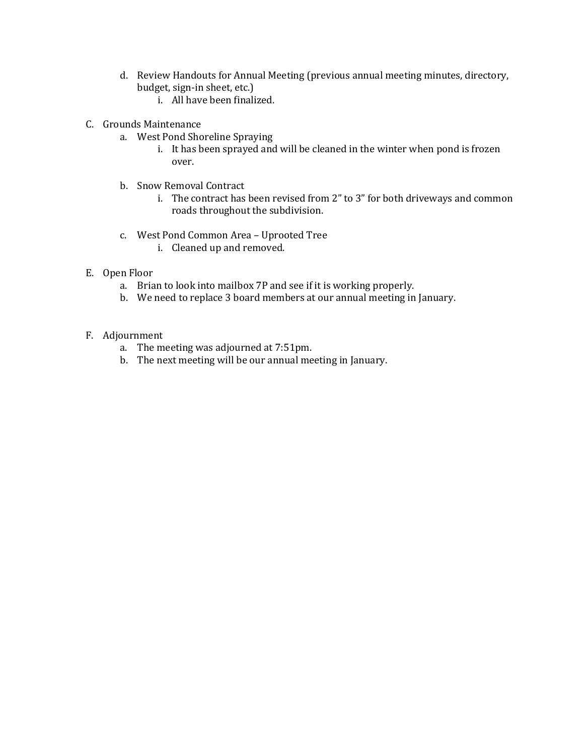d. Review Handouts for Annual Meeting (previous annual meeting minutes, directory, budget, sign-in sheet, etc.)
    i. All have been finalized.

C. Grounds Maintenance
    a. West Pond Shoreline Spraying
        i. It has been sprayed and will be cleaned in the winter when pond is frozen over.

    b. Snow Removal Contract
        i. The contract has been revised from 2" to 3" for both driveways and common roads throughout the subdivision.

    c. West Pond Common Area – Uprooted Tree
        i. Cleaned up and removed.

E. Open Floor
    a. Brian to look into mailbox 7P and see if it is working properly.
    b. We need to replace 3 board members at our annual meeting in January.

F. Adjournment
    a. The meeting was adjourned at 7:51pm.
    b. The next meeting will be our annual meeting in January.